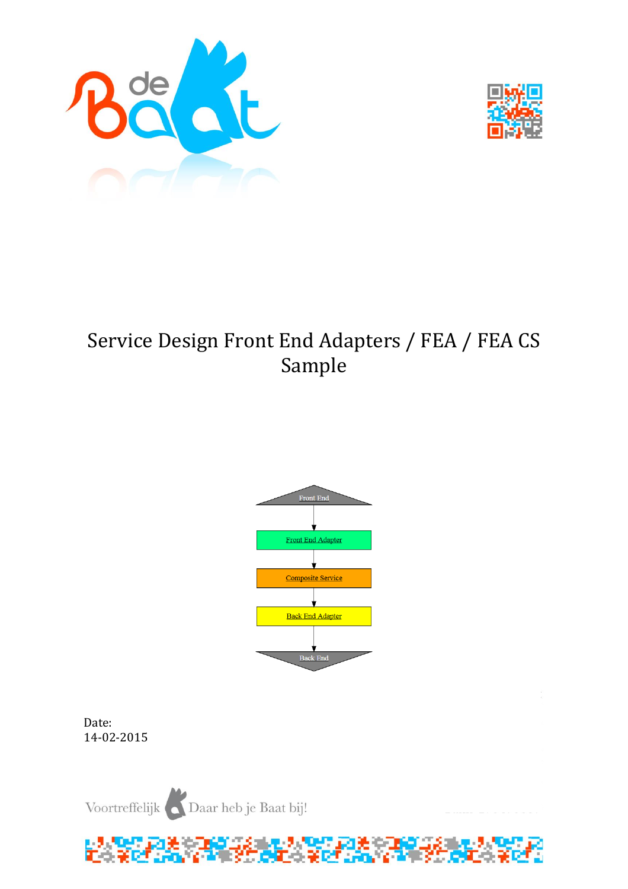# Service Design Front End Adapters / FEA / FEA CS Sample

Front End

Front End Adapter

Composite Service

Back End Adapter

Back End

Date:
14-02-2015

Voortreffelijk Daar heb je Baat bij!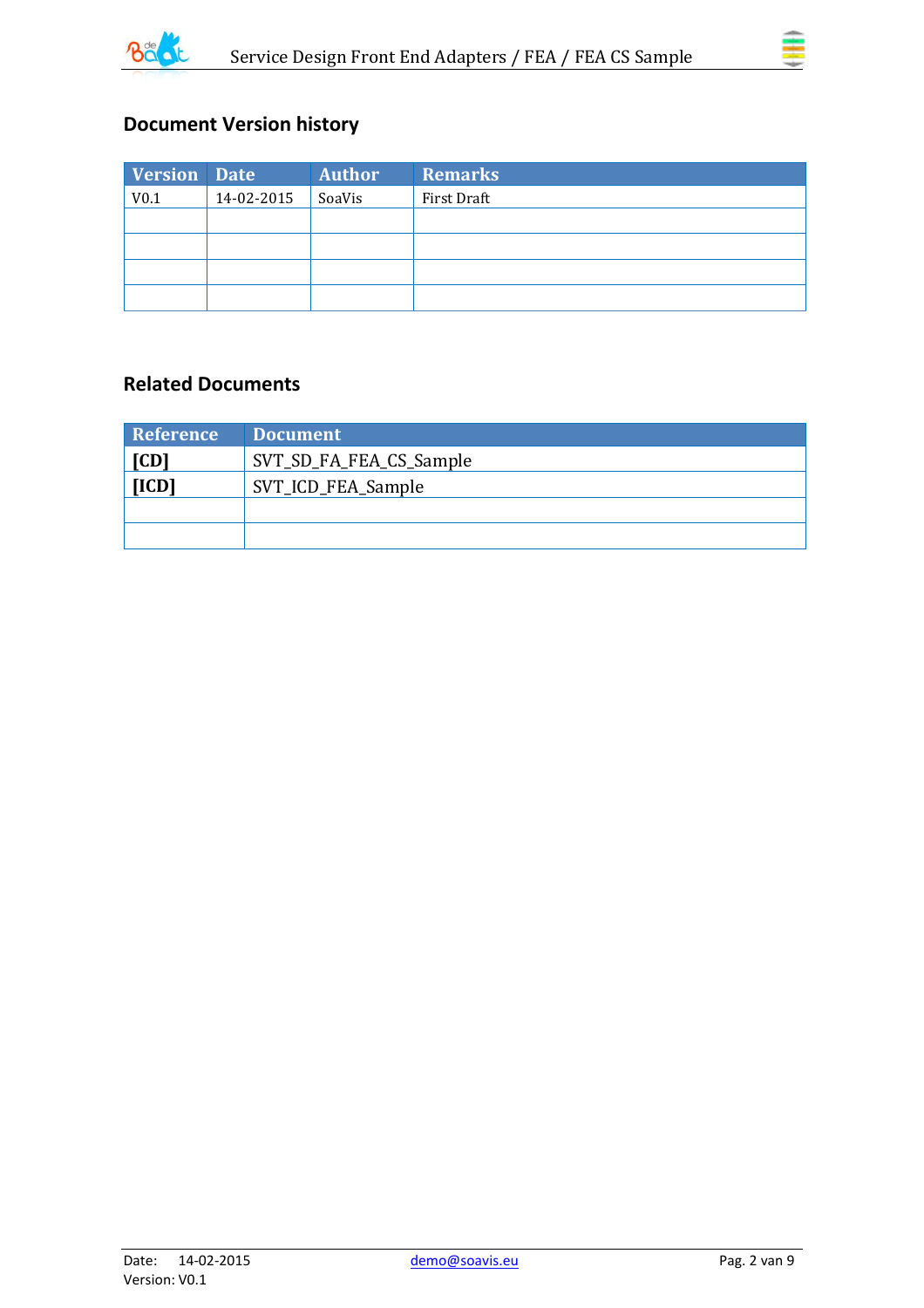## Document Version history

| Version | Date | Author | Remarks |
|---|---|---|---|
| V0.1 | 14-02-2015 | SoaVis | First Draft |
| | | | |
| | | | |
| | | | |
| | | | |

## Related Documents

| Reference | Document |
|---|---|
| **[CD]** | SVT_SD_FA_FEA_CS_Sample |
| **[ICD]** | SVT_ICD_FEA_Sample |
| | |
| | |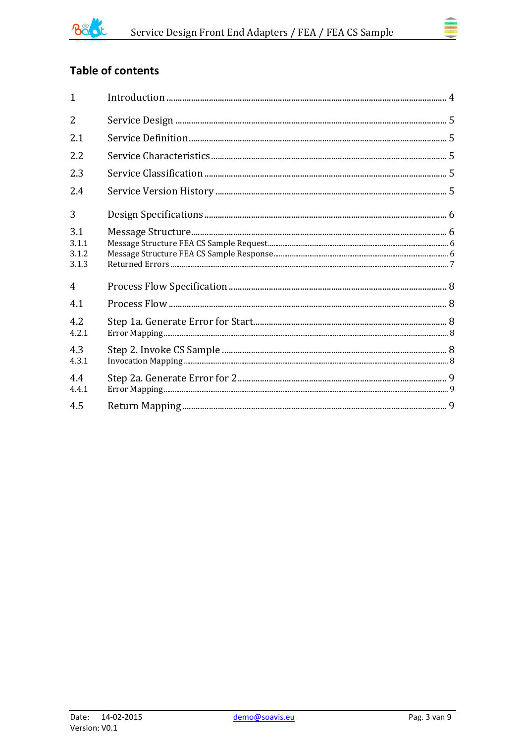## Table of contents

1 Introduction ............................................................. 4

2 Service Design ............................................................. 5

2.1 Service Definition ............................................................. 5

2.2 Service Characteristics ............................................................. 5

2.3 Service Classification ............................................................. 5

2.4 Service Version History ............................................................. 5

3 Design Specifications ............................................................. 6

3.1 Message Structure ............................................................. 6

3.1.1 Message Structure FEA CS Sample Request ............................................................. 6

3.1.2 Message Structure FEA CS Sample Response ............................................................. 6

3.1.3 Returned Errors ............................................................. 7

4 Process Flow Specification ............................................................. 8

4.1 Process Flow ............................................................. 8

4.2 Step 1a. Generate Error for Start ............................................................. 8

4.2.1 Error Mapping ............................................................. 8

4.3 Step 2. Invoke CS Sample ............................................................. 8

4.3.1 Invocation Mapping ............................................................. 8

4.4 Step 2a. Generate Error for 2 ............................................................. 9

4.4.1 Error Mapping ............................................................. 9

4.5 Return Mapping ............................................................. 9

Date: 14-02-2015
Version: V0.1

demo@soavis.eu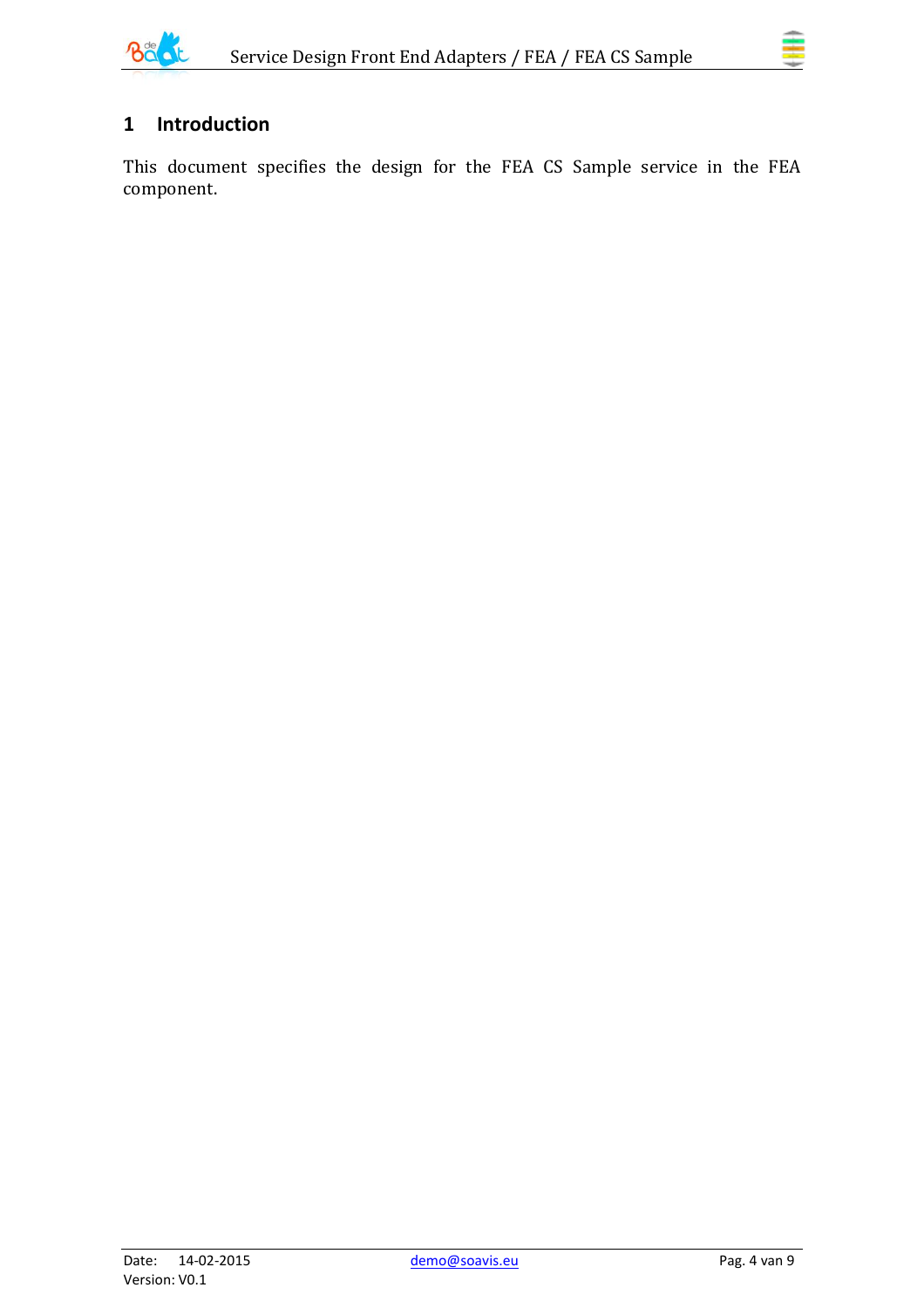# 1 Introduction

This document specifies the design for the FEA CS Sample service in the FEA component.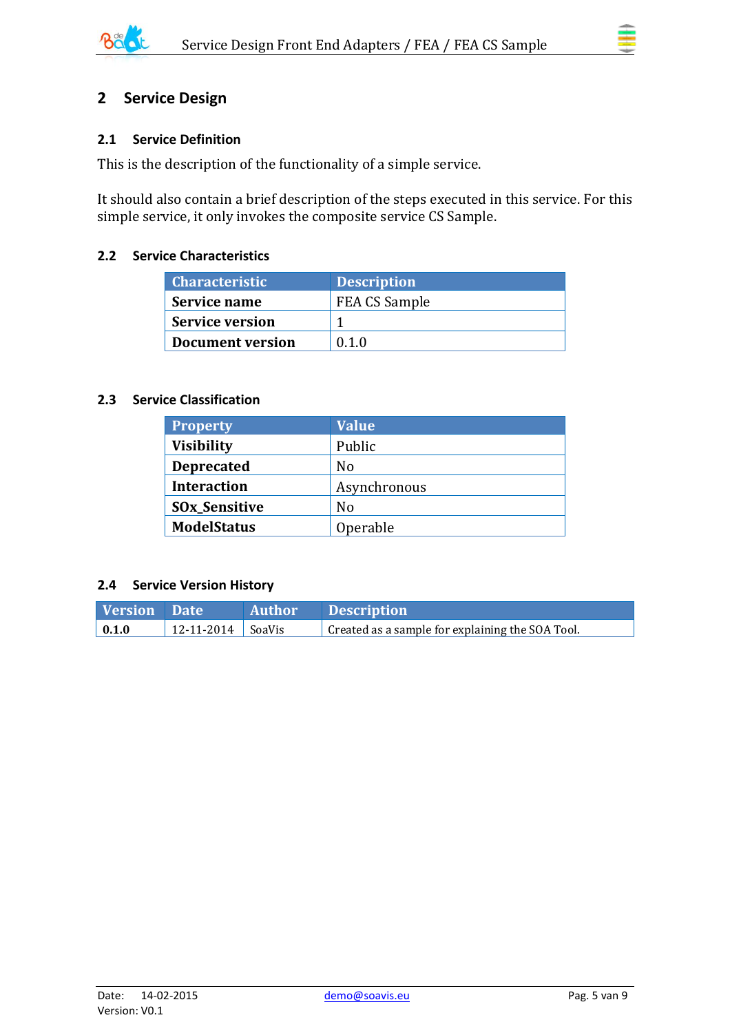# 2 Service Design

## 2.1 Service Definition

This is the description of the functionality of a simple service.

It should also contain a brief description of the steps executed in this service. For this simple service, it only invokes the composite service CS Sample.

## 2.2 Service Characteristics

| Characteristic | Description |
|---|---|
| **Service name** | FEA CS Sample |
| **Service version** | 1 |
| **Document version** | 0.1.0 |

## 2.3 Service Classification

| Property | Value |
|---|---|
| **Visibility** | Public |
| **Deprecated** | No |
| **Interaction** | Asynchronous |
| **SOx_Sensitive** | No |
| **ModelStatus** | Operable |

## 2.4 Service Version History

| Version | Date | Author | Description |
|---|---|---|---|
| **0.1.0** | 12-11-2014 | SoaVis | Created as a sample for explaining the SOA Tool. |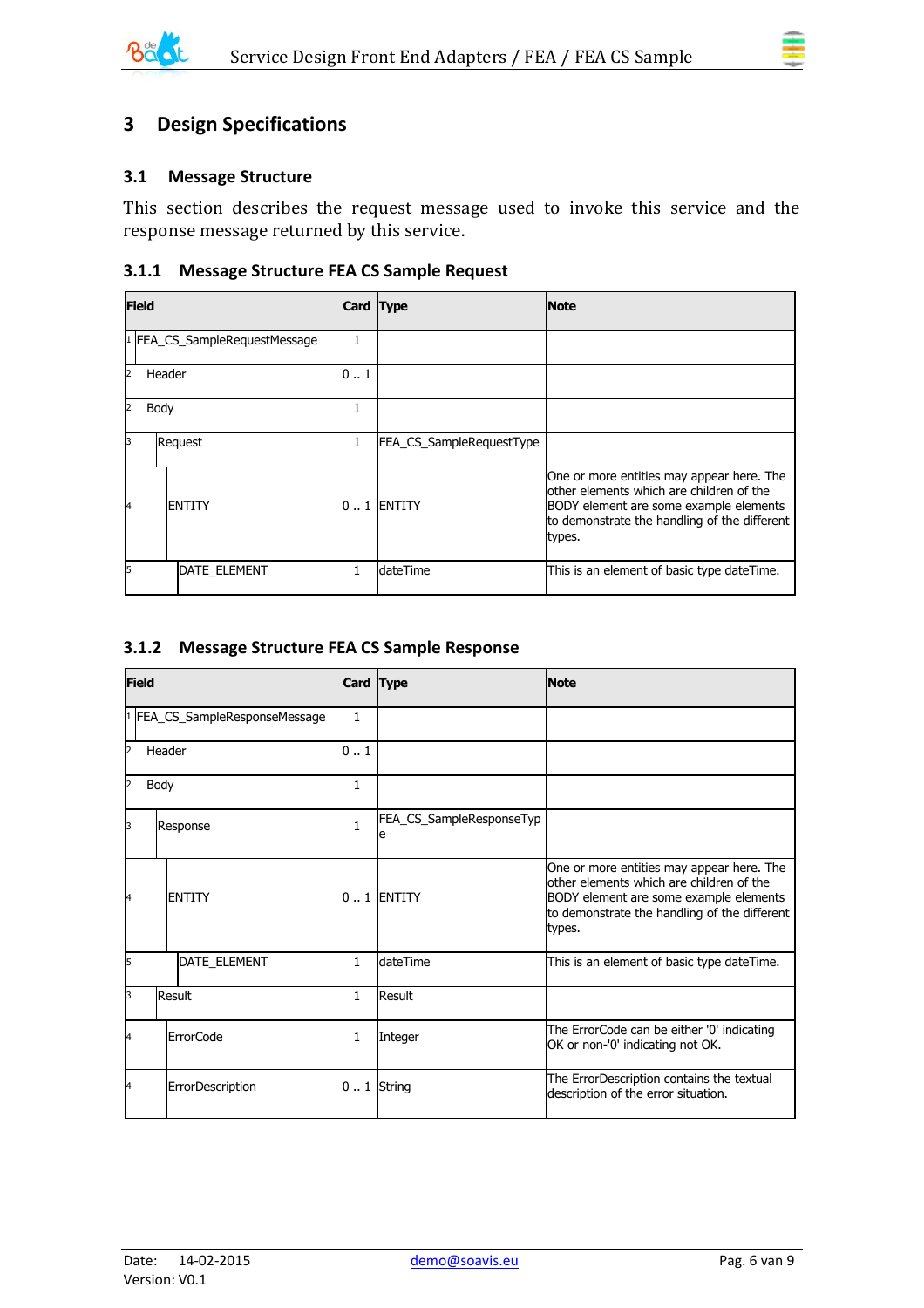# 3 Design Specifications

## 3.1 Message Structure

This section describes the request message used to invoke this service and the response message returned by this service.

### 3.1.1 Message Structure FEA CS Sample Request

| Field | Card | Type | Note |
|---|---|---|---|
| 1 FEA_CS_SampleRequestMessage | 1 | | |
| 2 Header | 0 .. 1 | | |
| 2 Body | 1 | | |
| 3 Request | 1 | FEA_CS_SampleRequestType | |
| 4 ENTITY | 0 .. 1 | ENTITY | One or more entities may appear here. The other elements which are children of the BODY element are some example elements to demonstrate the handling of the different types. |
| 5 DATE_ELEMENT | 1 | dateTime | This is an element of basic type dateTime. |

### 3.1.2 Message Structure FEA CS Sample Response

| Field | Card | Type | Note |
|---|---|---|---|
| 1 FEA_CS_SampleResponseMessage | 1 | | |
| 2 Header | 0 .. 1 | | |
| 2 Body | 1 | | |
| 3 Response | 1 | FEA_CS_SampleResponseType | |
| 4 ENTITY | 0 .. 1 | ENTITY | One or more entities may appear here. The other elements which are children of the BODY element are some example elements to demonstrate the handling of the different types. |
| 5 DATE_ELEMENT | 1 | dateTime | This is an element of basic type dateTime. |
| 3 Result | 1 | Result | |
| 4 ErrorCode | 1 | Integer | The ErrorCode can be either '0' indicating OK or non-'0' indicating not OK. |
| 4 ErrorDescription | 0 .. 1 | String | The ErrorDescription contains the textual description of the error situation. |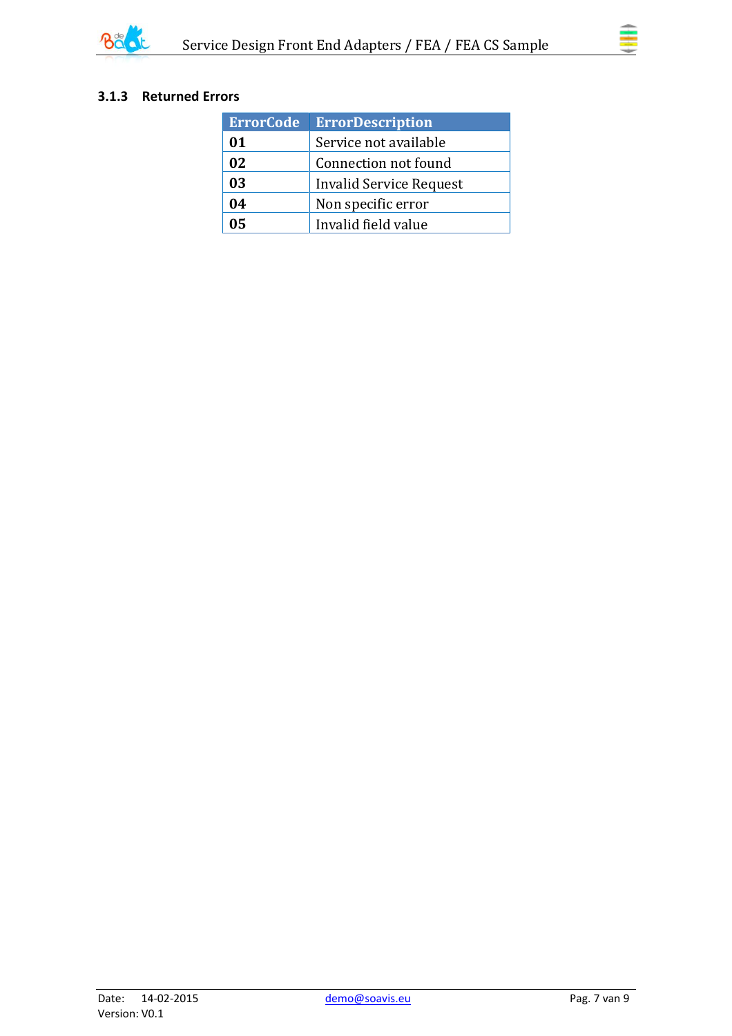### 3.1.3 Returned Errors

| ErrorCode | ErrorDescription |
|---|---|
| **01** | Service not available |
| **02** | Connection not found |
| **03** | Invalid Service Request |
| **04** | Non specific error |
| **05** | Invalid field value |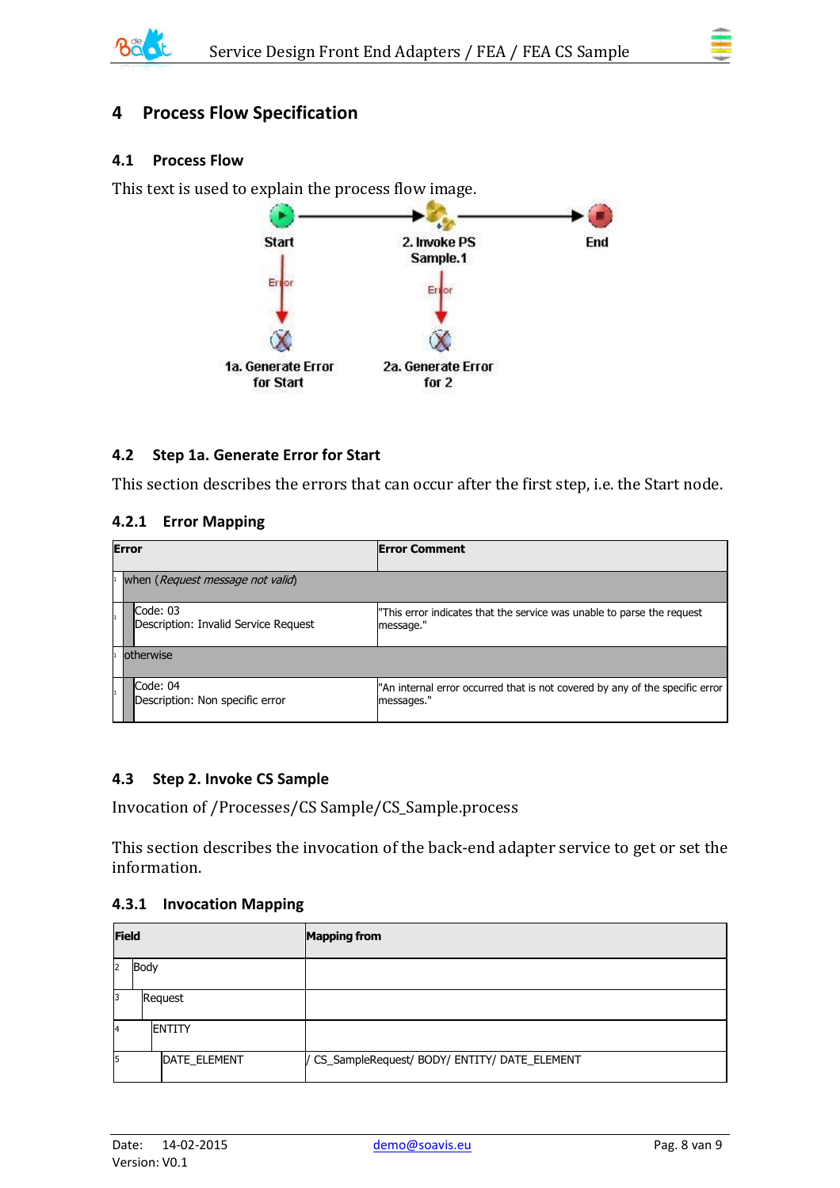# 4 Process Flow Specification

## 4.1 Process Flow

This text is used to explain the process flow image.

Start → 2. Invoke PS Sample.1 → End

Start —Error→ 1a. Generate Error for Start

2. Invoke PS Sample.1 —Error→ 2a. Generate Error for 2

## 4.2 Step 1a. Generate Error for Start

This section describes the errors that can occur after the first step, i.e. the Start node.

### 4.2.1 Error Mapping

| Error | Error Comment |
|---|---|
| 1 when (*Request message not valid*) | |
| 1 Code: 03<br>Description: Invalid Service Request | "This error indicates that the service was unable to parse the request message." |
| 1 otherwise | |
| 1 Code: 04<br>Description: Non specific error | "An internal error occurred that is not covered by any of the specific error messages." |

## 4.3 Step 2. Invoke CS Sample

Invocation of /Processes/CS Sample/CS_Sample.process

This section describes the invocation of the back-end adapter service to get or set the information.

### 4.3.1 Invocation Mapping

| Field | Mapping from |
|---|---|
| 2 Body | |
| 3 Request | |
| 4 ENTITY | |
| 5 DATE_ELEMENT | / CS_SampleRequest/ BODY/ ENTITY/ DATE_ELEMENT |

Date: 14-02-2015
Version: V0.1
demo@soavis.eu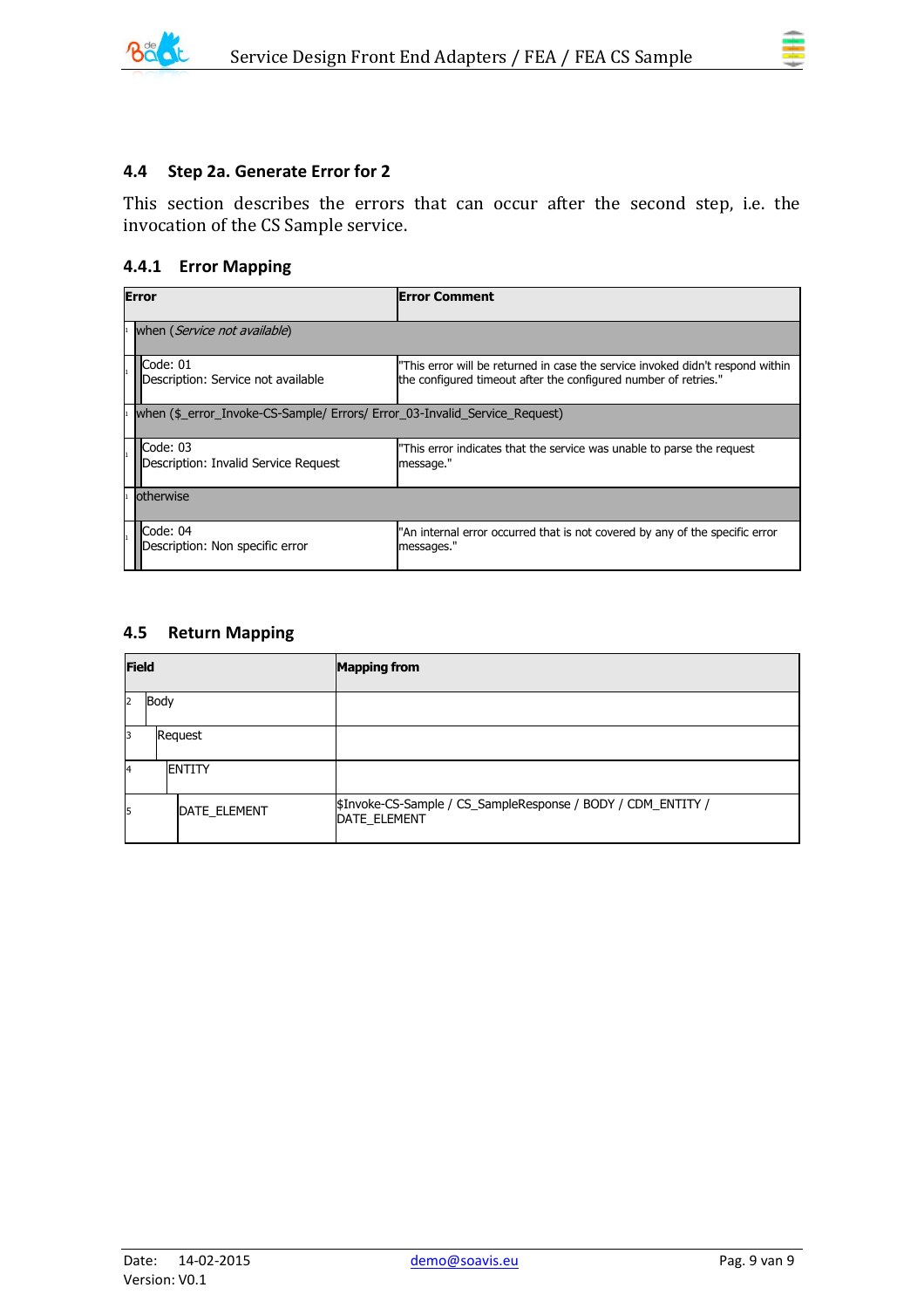### 4.4 Step 2a. Generate Error for 2

This section describes the errors that can occur after the second step, i.e. the invocation of the CS Sample service.

#### 4.4.1 Error Mapping

| Error | Error Comment |
|---|---|
| 1 when (*Service not available*) | |
| 1 Code: 01<br>Description: Service not available | "This error will be returned in case the service invoked didn't respond within the configured timeout after the configured number of retries." |
| 1 when ($_error_Invoke-CS-Sample/ Errors/ Error_03-Invalid_Service_Request) | |
| 1 Code: 03<br>Description: Invalid Service Request | "This error indicates that the service was unable to parse the request message." |
| 1 otherwise | |
| 1 Code: 04<br>Description: Non specific error | "An internal error occurred that is not covered by any of the specific error messages." |

### 4.5 Return Mapping

| Field | Mapping from |
|---|---|
| 2 Body | |
| 3 Request | |
| 4 ENTITY | |
| 5 DATE_ELEMENT | $Invoke-CS-Sample / CS_SampleResponse / BODY / CDM_ENTITY / DATE_ELEMENT |

Date: 14-02-2015 demo@soavis.eu
Version: V0.1